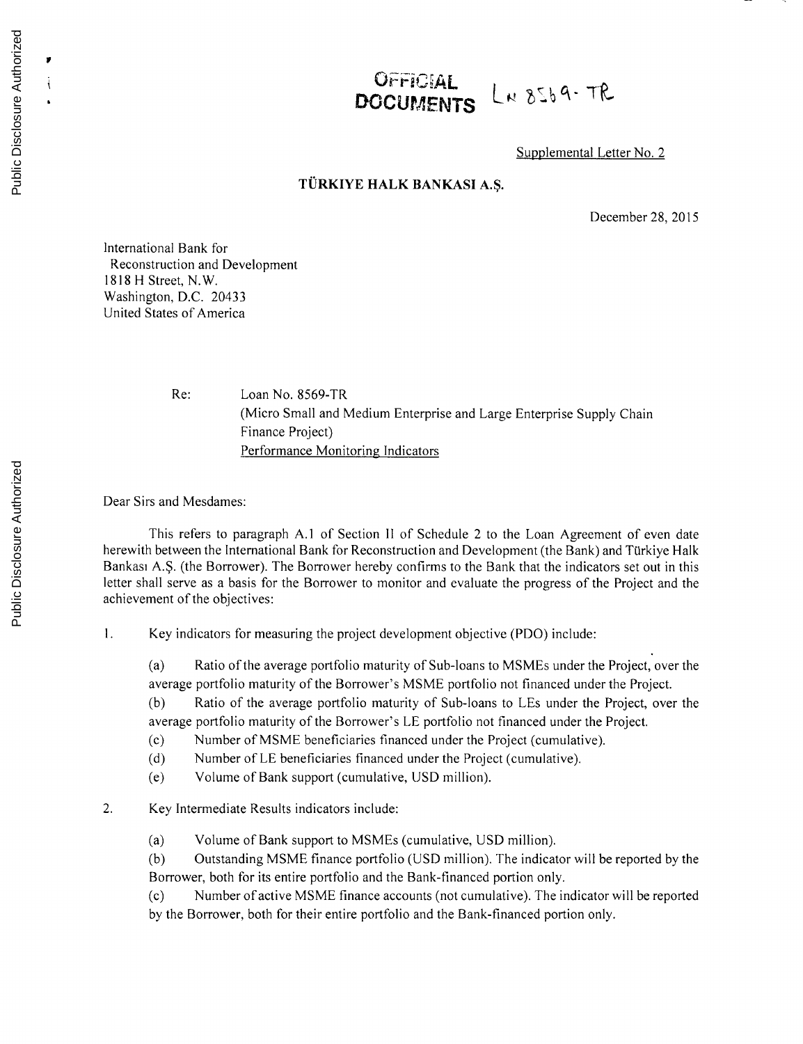OFFICIAL DOCUMENTS Ln 8569-TR

Supplemental Letter No. 2

**TÜRKIYE HALK BANKASI A.Ş.**

December 28, 2015

International Bank for
Reconstruction and Development
1818 H Street, N.W.
Washington, D.C. 20433
United States of America

Re: Loan No. 8569-TR
(Micro Small and Medium Enterprise and Large Enterprise Supply Chain Finance Project)
Performance Monitoring Indicators

Dear Sirs and Mesdames:

This refers to paragraph A.1 of Section II of Schedule 2 to the Loan Agreement of even date herewith between the International Bank for Reconstruction and Development (the Bank) and Türkiye Halk Bankası A.Ş. (the Borrower). The Borrower hereby confirms to the Bank that the indicators set out in this letter shall serve as a basis for the Borrower to monitor and evaluate the progress of the Project and the achievement of the objectives:

1. Key indicators for measuring the project development objective (PDO) include:

   (a) Ratio of the average portfolio maturity of Sub-loans to MSMEs under the Project, over the average portfolio maturity of the Borrower's MSME portfolio not financed under the Project.

   (b) Ratio of the average portfolio maturity of Sub-loans to LEs under the Project, over the average portfolio maturity of the Borrower's LE portfolio not financed under the Project.

   (c) Number of MSME beneficiaries financed under the Project (cumulative).

   (d) Number of LE beneficiaries financed under the Project (cumulative).

   (e) Volume of Bank support (cumulative, USD million).

2. Key Intermediate Results indicators include:

   (a) Volume of Bank support to MSMEs (cumulative, USD million).

   (b) Outstanding MSME finance portfolio (USD million). The indicator will be reported by the Borrower, both for its entire portfolio and the Bank-financed portion only.

   (c) Number of active MSME finance accounts (not cumulative). The indicator will be reported by the Borrower, both for their entire portfolio and the Bank-financed portion only.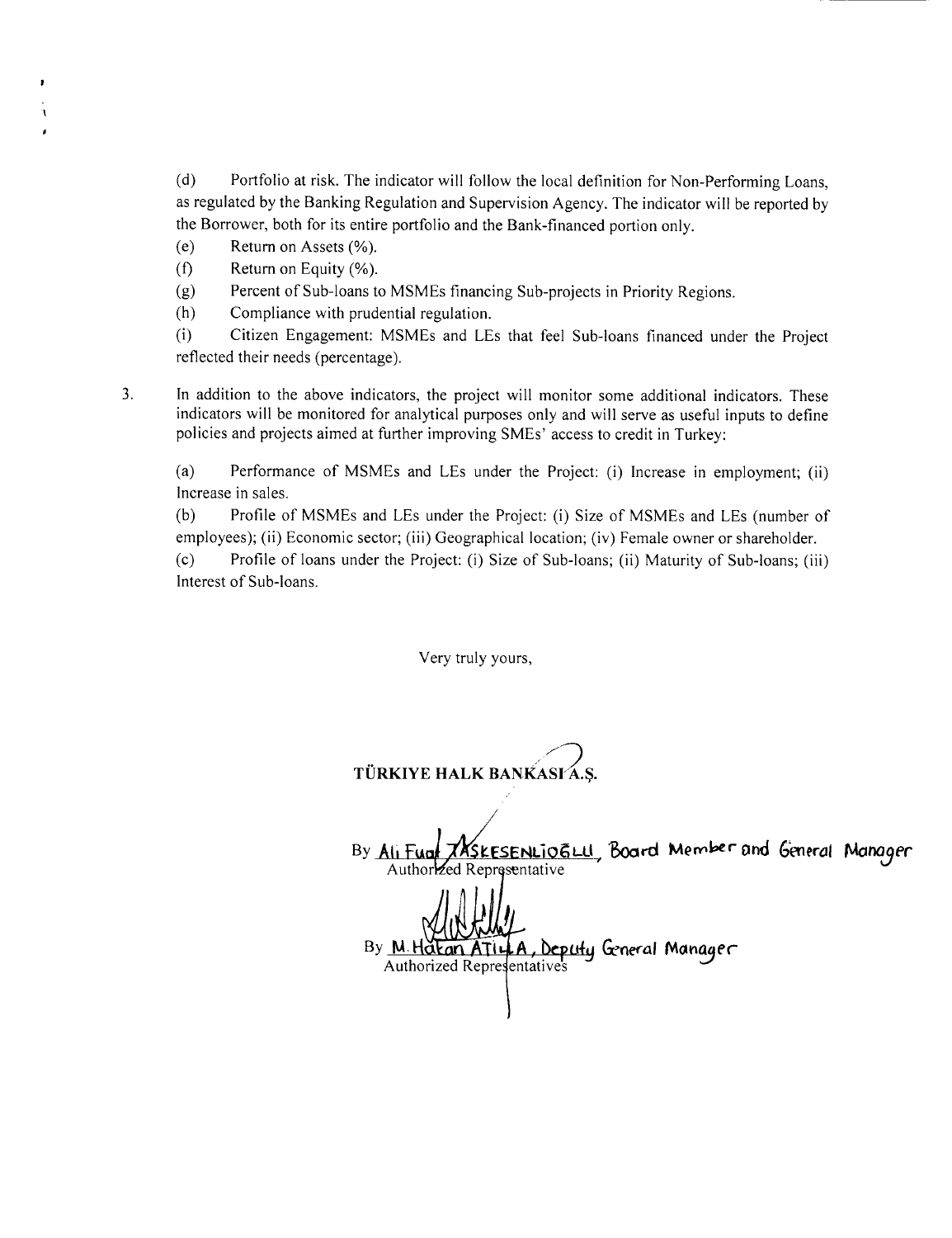(d) Portfolio at risk. The indicator will follow the local definition for Non-Performing Loans, as regulated by the Banking Regulation and Supervision Agency. The indicator will be reported by the Borrower, both for its entire portfolio and the Bank-financed portion only.

(e) Return on Assets (%).

(f) Return on Equity (%).

(g) Percent of Sub-loans to MSMEs financing Sub-projects in Priority Regions.

(h) Compliance with prudential regulation.

(i) Citizen Engagement: MSMEs and LEs that feel Sub-loans financed under the Project reflected their needs (percentage).

3. In addition to the above indicators, the project will monitor some additional indicators. These indicators will be monitored for analytical purposes only and will serve as useful inputs to define policies and projects aimed at further improving SMEs' access to credit in Turkey:

(a) Performance of MSMEs and LEs under the Project: (i) Increase in employment; (ii) Increase in sales.

(b) Profile of MSMEs and LEs under the Project: (i) Size of MSMEs and LEs (number of employees); (ii) Economic sector; (iii) Geographical location; (iv) Female owner or shareholder.

(c) Profile of loans under the Project: (i) Size of Sub-loans; (ii) Maturity of Sub-loans; (iii) Interest of Sub-loans.

Very truly yours,

**TÜRKIYE HALK BANKASI A.Ş.**

By Ali Fuat TAŞKESENLİOĞLU, Board Member and General Manager
Authorized Representative

By M. Hakan ATILLA, Deputy General Manager
Authorized Representatives